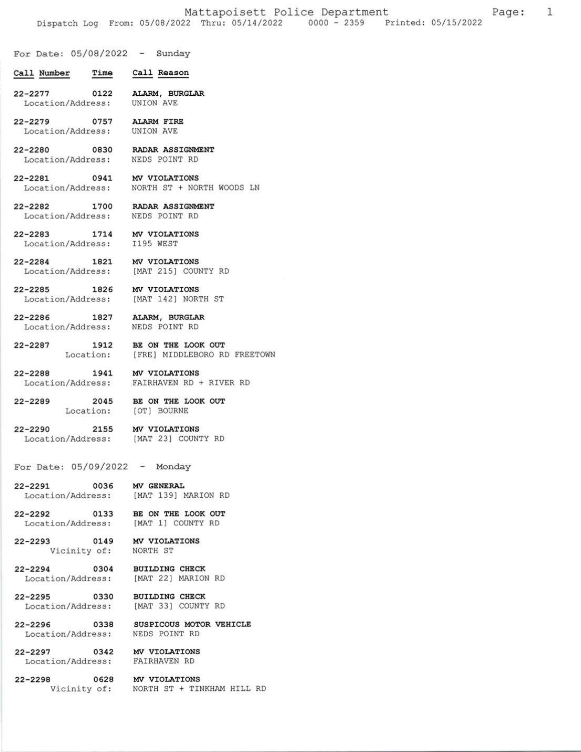# Mattapoisett Police Department

Dispatch Log From: 05/08/2022 Thru: 05/14/2022 0000 - 2359 Printed: 05/15/2022

## For Date: 05/08/2022 - Sunday

| Call Number | Time | Call Reason |
|---|---|---|
| 22-2277 | 0122 | **ALARM, BURGLAR** |
| Location/Address: | | UNION AVE |
| 22-2279 | 0757 | **ALARM FIRE** |
| Location/Address: | | UNION AVE |
| 22-2280 | 0830 | **RADAR ASSIGNMENT** |
| Location/Address: | | NEDS POINT RD |
| 22-2281 | 0941 | **MV VIOLATIONS** |
| Location/Address: | | NORTH ST + NORTH WOODS LN |
| 22-2282 | 1700 | **RADAR ASSIGNMENT** |
| Location/Address: | | NEDS POINT RD |
| 22-2283 | 1714 | **MV VIOLATIONS** |
| Location/Address: | | I195 WEST |
| 22-2284 | 1821 | **MV VIOLATIONS** |
| Location/Address: | | [MAT 215] COUNTY RD |
| 22-2285 | 1826 | **MV VIOLATIONS** |
| Location/Address: | | [MAT 142] NORTH ST |
| 22-2286 | 1827 | **ALARM, BURGLAR** |
| Location/Address: | | NEDS POINT RD |
| 22-2287 | 1912 | **BE ON THE LOOK OUT** |
| Location: | | [FRE] MIDDLEBORO RD FREETOWN |
| 22-2288 | 1941 | **MV VIOLATIONS** |
| Location/Address: | | FAIRHAVEN RD + RIVER RD |
| 22-2289 | 2045 | **BE ON THE LOOK OUT** |
| Location: | | [OT] BOURNE |
| 22-2290 | 2155 | **MV VIOLATIONS** |
| Location/Address: | | [MAT 23] COUNTY RD |

## For Date: 05/09/2022 - Monday

| Call Number | Time | Call Reason |
|---|---|---|
| 22-2291 | 0036 | **MV GENERAL** |
| Location/Address: | | [MAT 139] MARION RD |
| 22-2292 | 0133 | **BE ON THE LOOK OUT** |
| Location/Address: | | [MAT 1] COUNTY RD |
| 22-2293 | 0149 | **MV VIOLATIONS** |
| Vicinity of: | | NORTH ST |
| 22-2294 | 0304 | **BUILDING CHECK** |
| Location/Address: | | [MAT 22] MARION RD |
| 22-2295 | 0330 | **BUILDING CHECK** |
| Location/Address: | | [MAT 33] COUNTY RD |
| 22-2296 | 0338 | **SUSPICOUS MOTOR VEHICLE** |
| Location/Address: | | NEDS POINT RD |
| 22-2297 | 0342 | **MV VIOLATIONS** |
| Location/Address: | | FAIRHAVEN RD |
| 22-2298 | 0628 | **MV VIOLATIONS** |
| Vicinity of: | | NORTH ST + TINKHAM HILL RD |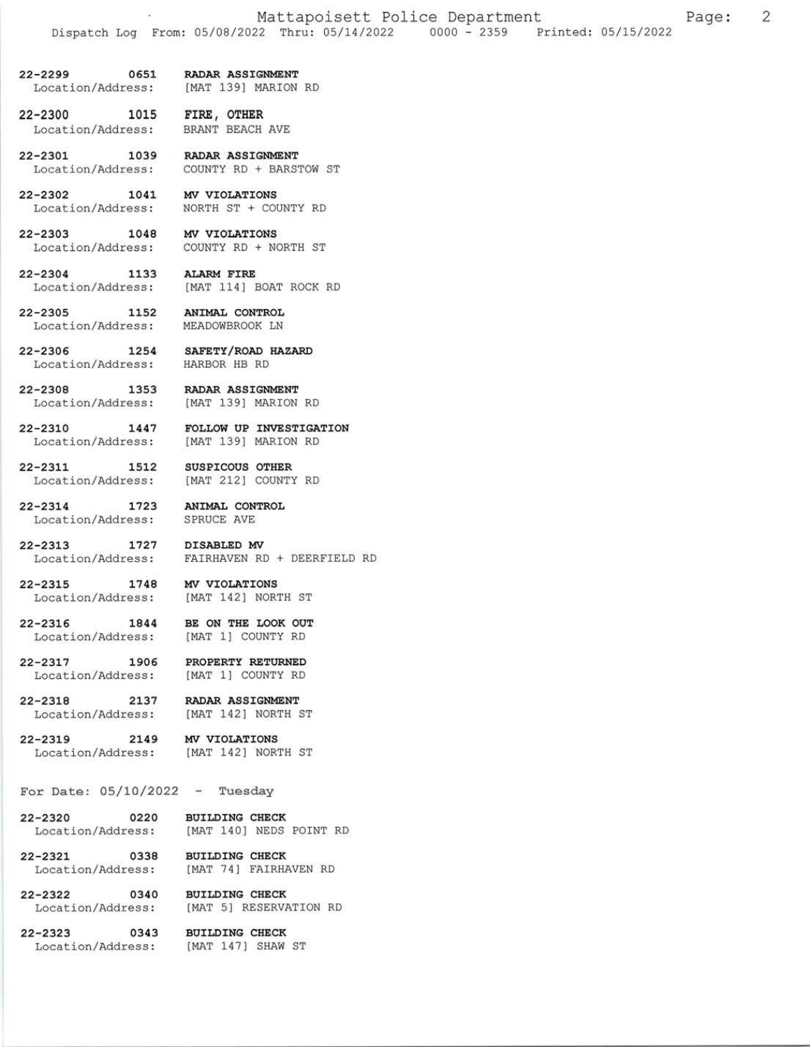22-2299 0651 **RADAR ASSIGNMENT**
Location/Address: [MAT 139] MARION RD

22-2300 1015 **FIRE, OTHER**
Location/Address: BRANT BEACH AVE

22-2301 1039 **RADAR ASSIGNMENT**
Location/Address: COUNTY RD + BARSTOW ST

22-2302 1041 **MV VIOLATIONS**
Location/Address: NORTH ST + COUNTY RD

22-2303 1048 **MV VIOLATIONS**
Location/Address: COUNTY RD + NORTH ST

22-2304 1133 **ALARM FIRE**
Location/Address: [MAT 114] BOAT ROCK RD

22-2305 1152 **ANIMAL CONTROL**
Location/Address: MEADOWBROOK LN

22-2306 1254 **SAFETY/ROAD HAZARD**
Location/Address: HARBOR HB RD

22-2308 1353 **RADAR ASSIGNMENT**
Location/Address: [MAT 139] MARION RD

22-2310 1447 **FOLLOW UP INVESTIGATION**
Location/Address: [MAT 139] MARION RD

22-2311 1512 **SUSPICOUS OTHER**
Location/Address: [MAT 212] COUNTY RD

22-2314 1723 **ANIMAL CONTROL**
Location/Address: SPRUCE AVE

22-2313 1727 **DISABLED MV**
Location/Address: FAIRHAVEN RD + DEERFIELD RD

22-2315 1748 **MV VIOLATIONS**
Location/Address: [MAT 142] NORTH ST

22-2316 1844 **BE ON THE LOOK OUT**
Location/Address: [MAT 1] COUNTY RD

22-2317 1906 **PROPERTY RETURNED**
Location/Address: [MAT 1] COUNTY RD

22-2318 2137 **RADAR ASSIGNMENT**
Location/Address: [MAT 142] NORTH ST

22-2319 2149 **MV VIOLATIONS**
Location/Address: [MAT 142] NORTH ST

For Date: 05/10/2022 - Tuesday

22-2320 0220 **BUILDING CHECK**
Location/Address: [MAT 140] NEDS POINT RD

22-2321 0338 **BUILDING CHECK**
Location/Address: [MAT 74] FAIRHAVEN RD

22-2322 0340 **BUILDING CHECK**
Location/Address: [MAT 5] RESERVATION RD

22-2323 0343 **BUILDING CHECK**
Location/Address: [MAT 147] SHAW ST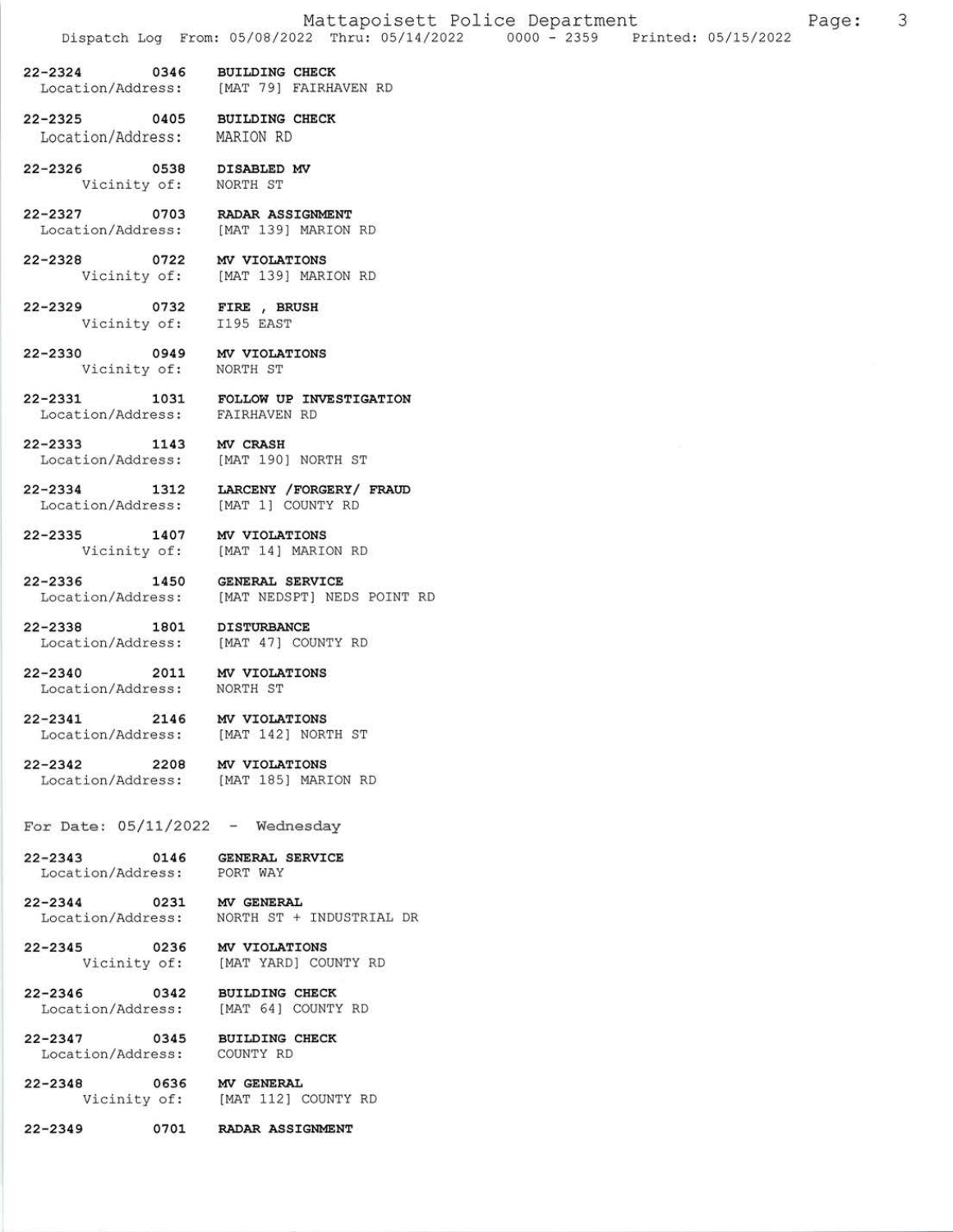22-2324 0346 **BUILDING CHECK**
Location/Address: [MAT 79] FAIRHAVEN RD

22-2325 0405 **BUILDING CHECK**
Location/Address: MARION RD

22-2326 0538 **DISABLED MV**
Vicinity of: NORTH ST

22-2327 0703 **RADAR ASSIGNMENT**
Location/Address: [MAT 139] MARION RD

22-2328 0722 **MV VIOLATIONS**
Vicinity of: [MAT 139] MARION RD

22-2329 0732 **FIRE , BRUSH**
Vicinity of: I195 EAST

22-2330 0949 **MV VIOLATIONS**
Vicinity of: NORTH ST

22-2331 1031 **FOLLOW UP INVESTIGATION**
Location/Address: FAIRHAVEN RD

22-2333 1143 **MV CRASH**
Location/Address: [MAT 190] NORTH ST

22-2334 1312 **LARCENY /FORGERY/ FRAUD**
Location/Address: [MAT 1] COUNTY RD

22-2335 1407 **MV VIOLATIONS**
Vicinity of: [MAT 14] MARION RD

22-2336 1450 **GENERAL SERVICE**
Location/Address: [MAT NEDSPT] NEDS POINT RD

22-2338 1801 **DISTURBANCE**
Location/Address: [MAT 47] COUNTY RD

22-2340 2011 **MV VIOLATIONS**
Location/Address: NORTH ST

22-2341 2146 **MV VIOLATIONS**
Location/Address: [MAT 142] NORTH ST

22-2342 2208 **MV VIOLATIONS**
Location/Address: [MAT 185] MARION RD

For Date: 05/11/2022 - Wednesday

22-2343 0146 **GENERAL SERVICE**
Location/Address: PORT WAY

22-2344 0231 **MV GENERAL**
Location/Address: NORTH ST + INDUSTRIAL DR

22-2345 0236 **MV VIOLATIONS**
Vicinity of: [MAT YARD] COUNTY RD

22-2346 0342 **BUILDING CHECK**
Location/Address: [MAT 64] COUNTY RD

22-2347 0345 **BUILDING CHECK**
Location/Address: COUNTY RD

22-2348 0636 **MV GENERAL**
Vicinity of: [MAT 112] COUNTY RD

22-2349 0701 **RADAR ASSIGNMENT**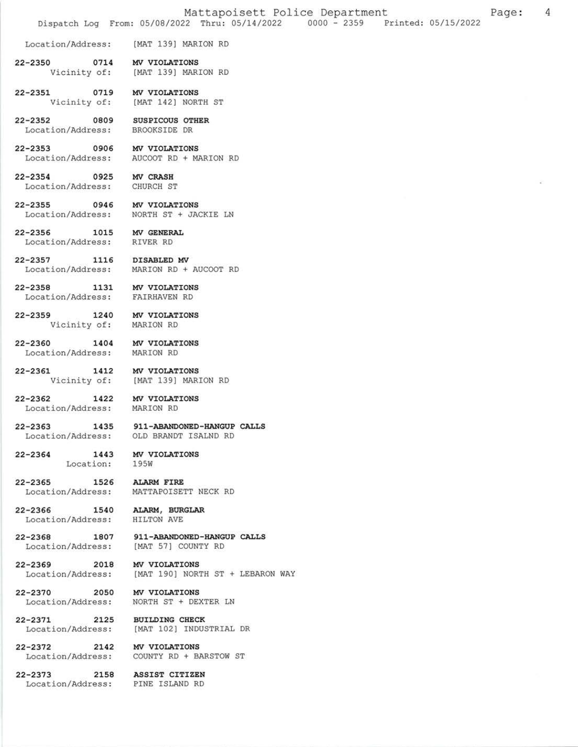Location/Address: [MAT 139] MARION RD

22-2350 0714 **MV VIOLATIONS**
Vicinity of: [MAT 139] MARION RD

22-2351 0719 **MV VIOLATIONS**
Vicinity of: [MAT 142] NORTH ST

22-2352 0809 **SUSPICOUS OTHER**
Location/Address: BROOKSIDE DR

22-2353 0906 **MV VIOLATIONS**
Location/Address: AUCOOT RD + MARION RD

22-2354 0925 **MV CRASH**
Location/Address: CHURCH ST

22-2355 0946 **MV VIOLATIONS**
Location/Address: NORTH ST + JACKIE LN

22-2356 1015 **MV GENERAL**
Location/Address: RIVER RD

22-2357 1116 **DISABLED MV**
Location/Address: MARION RD + AUCOOT RD

22-2358 1131 **MV VIOLATIONS**
Location/Address: FAIRHAVEN RD

22-2359 1240 **MV VIOLATIONS**
Vicinity of: MARION RD

22-2360 1404 **MV VIOLATIONS**
Location/Address: MARION RD

22-2361 1412 **MV VIOLATIONS**
Vicinity of: [MAT 139] MARION RD

22-2362 1422 **MV VIOLATIONS**
Location/Address: MARION RD

22-2363 1435 **911-ABANDONED-HANGUP CALLS**
Location/Address: OLD BRANDT ISALND RD

22-2364 1443 **MV VIOLATIONS**
Location: 195W

22-2365 1526 **ALARM FIRE**
Location/Address: MATTAPOISETT NECK RD

22-2366 1540 **ALARM, BURGLAR**
Location/Address: HILTON AVE

22-2368 1807 **911-ABANDONED-HANGUP CALLS**
Location/Address: [MAT 57] COUNTY RD

22-2369 2018 **MV VIOLATIONS**
Location/Address: [MAT 190] NORTH ST + LEBARON WAY

22-2370 2050 **MV VIOLATIONS**
Location/Address: NORTH ST + DEXTER LN

22-2371 2125 **BUILDING CHECK**
Location/Address: [MAT 102] INDUSTRIAL DR

22-2372 2142 **MV VIOLATIONS**
Location/Address: COUNTY RD + BARSTOW ST

22-2373 2158 **ASSIST CITIZEN**
Location/Address: PINE ISLAND RD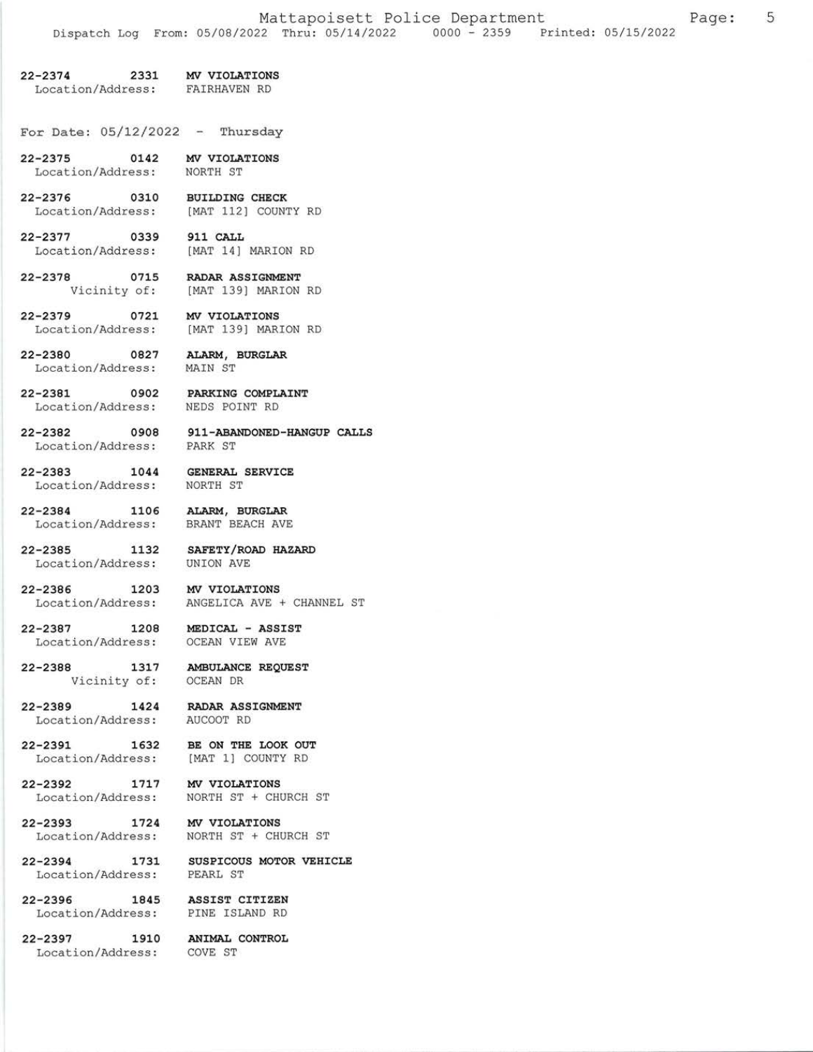22-2374 2331 MV VIOLATIONS
Location/Address: FAIRHAVEN RD

For Date: 05/12/2022 - Thursday

22-2375 0142 MV VIOLATIONS
Location/Address: NORTH ST

22-2376 0310 BUILDING CHECK
Location/Address: [MAT 112] COUNTY RD

22-2377 0339 911 CALL
Location/Address: [MAT 14] MARION RD

22-2378 0715 RADAR ASSIGNMENT
Vicinity of: [MAT 139] MARION RD

22-2379 0721 MV VIOLATIONS
Location/Address: [MAT 139] MARION RD

22-2380 0827 ALARM, BURGLAR
Location/Address: MAIN ST

22-2381 0902 PARKING COMPLAINT
Location/Address: NEDS POINT RD

22-2382 0908 911-ABANDONED-HANGUP CALLS
Location/Address: PARK ST

22-2383 1044 GENERAL SERVICE
Location/Address: NORTH ST

22-2384 1106 ALARM, BURGLAR
Location/Address: BRANT BEACH AVE

22-2385 1132 SAFETY/ROAD HAZARD
Location/Address: UNION AVE

22-2386 1203 MV VIOLATIONS
Location/Address: ANGELICA AVE + CHANNEL ST

22-2387 1208 MEDICAL - ASSIST
Location/Address: OCEAN VIEW AVE

22-2388 1317 AMBULANCE REQUEST
Vicinity of: OCEAN DR

22-2389 1424 RADAR ASSIGNMENT
Location/Address: AUCOOT RD

22-2391 1632 BE ON THE LOOK OUT
Location/Address: [MAT 1] COUNTY RD

22-2392 1717 MV VIOLATIONS
Location/Address: NORTH ST + CHURCH ST

22-2393 1724 MV VIOLATIONS
Location/Address: NORTH ST + CHURCH ST

22-2394 1731 SUSPICOUS MOTOR VEHICLE
Location/Address: PEARL ST

22-2396 1845 ASSIST CITIZEN
Location/Address: PINE ISLAND RD

22-2397 1910 ANIMAL CONTROL
Location/Address: COVE ST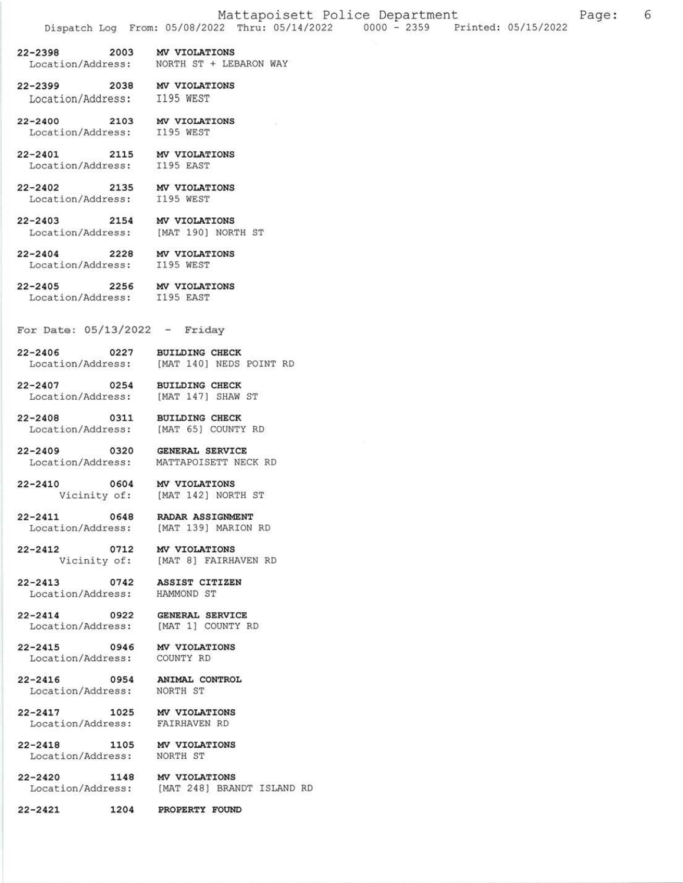22-2398 2003 **MV VIOLATIONS**
Location/Address: NORTH ST + LEBARON WAY

22-2399 2038 **MV VIOLATIONS**
Location/Address: I195 WEST

22-2400 2103 **MV VIOLATIONS**
Location/Address: I195 WEST

22-2401 2115 **MV VIOLATIONS**
Location/Address: I195 EAST

22-2402 2135 **MV VIOLATIONS**
Location/Address: I195 WEST

22-2403 2154 **MV VIOLATIONS**
Location/Address: [MAT 190] NORTH ST

22-2404 2228 **MV VIOLATIONS**
Location/Address: I195 WEST

22-2405 2256 **MV VIOLATIONS**
Location/Address: I195 EAST

For Date: 05/13/2022 - Friday

22-2406 0227 **BUILDING CHECK**
Location/Address: [MAT 140] NEDS POINT RD

22-2407 0254 **BUILDING CHECK**
Location/Address: [MAT 147] SHAW ST

22-2408 0311 **BUILDING CHECK**
Location/Address: [MAT 65] COUNTY RD

22-2409 0320 **GENERAL SERVICE**
Location/Address: MATTAPOISETT NECK RD

22-2410 0604 **MV VIOLATIONS**
Vicinity of: [MAT 142] NORTH ST

22-2411 0648 **RADAR ASSIGNMENT**
Location/Address: [MAT 139] MARION RD

22-2412 0712 **MV VIOLATIONS**
Vicinity of: [MAT 8] FAIRHAVEN RD

22-2413 0742 **ASSIST CITIZEN**
Location/Address: HAMMOND ST

22-2414 0922 **GENERAL SERVICE**
Location/Address: [MAT 1] COUNTY RD

22-2415 0946 **MV VIOLATIONS**
Location/Address: COUNTY RD

22-2416 0954 **ANIMAL CONTROL**
Location/Address: NORTH ST

22-2417 1025 **MV VIOLATIONS**
Location/Address: FAIRHAVEN RD

22-2418 1105 **MV VIOLATIONS**
Location/Address: NORTH ST

22-2420 1148 **MV VIOLATIONS**
Location/Address: [MAT 248] BRANDT ISLAND RD

22-2421 1204 **PROPERTY FOUND**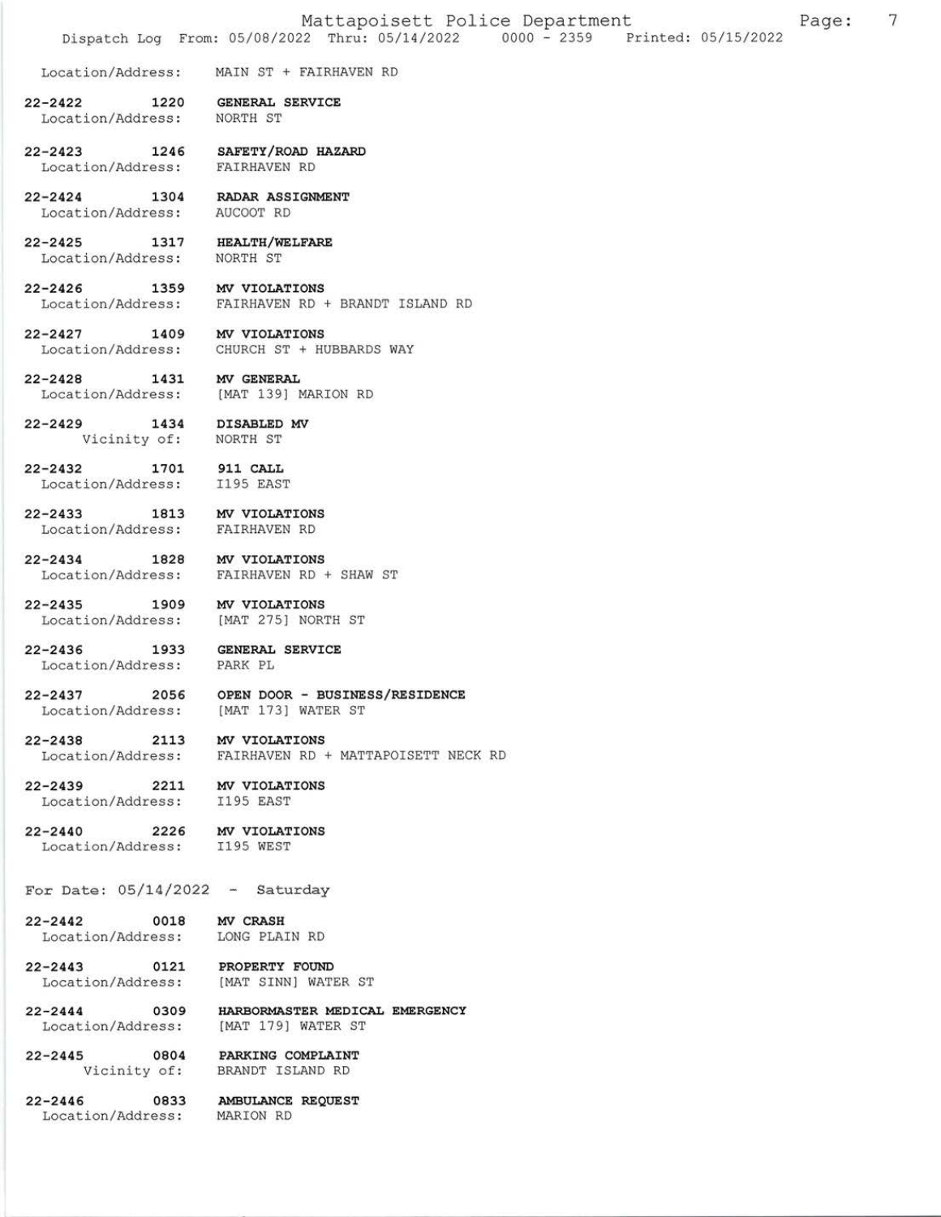Location/Address: MAIN ST + FAIRHAVEN RD

22-2422 1220 **GENERAL SERVICE**
Location/Address: NORTH ST

22-2423 1246 **SAFETY/ROAD HAZARD**
Location/Address: FAIRHAVEN RD

22-2424 1304 **RADAR ASSIGNMENT**
Location/Address: AUCOOT RD

22-2425 1317 **HEALTH/WELFARE**
Location/Address: NORTH ST

22-2426 1359 **MV VIOLATIONS**
Location/Address: FAIRHAVEN RD + BRANDT ISLAND RD

22-2427 1409 **MV VIOLATIONS**
Location/Address: CHURCH ST + HUBBARDS WAY

22-2428 1431 **MV GENERAL**
Location/Address: [MAT 139] MARION RD

22-2429 1434 **DISABLED MV**
Vicinity of: NORTH ST

22-2432 1701 **911 CALL**
Location/Address: I195 EAST

22-2433 1813 **MV VIOLATIONS**
Location/Address: FAIRHAVEN RD

22-2434 1828 **MV VIOLATIONS**
Location/Address: FAIRHAVEN RD + SHAW ST

22-2435 1909 **MV VIOLATIONS**
Location/Address: [MAT 275] NORTH ST

22-2436 1933 **GENERAL SERVICE**
Location/Address: PARK PL

22-2437 2056 **OPEN DOOR - BUSINESS/RESIDENCE**
Location/Address: [MAT 173] WATER ST

22-2438 2113 **MV VIOLATIONS**
Location/Address: FAIRHAVEN RD + MATTAPOISETT NECK RD

22-2439 2211 **MV VIOLATIONS**
Location/Address: I195 EAST

22-2440 2226 **MV VIOLATIONS**
Location/Address: I195 WEST

For Date: 05/14/2022 - Saturday

22-2442 0018 **MV CRASH**
Location/Address: LONG PLAIN RD

22-2443 0121 **PROPERTY FOUND**
Location/Address: [MAT SINN] WATER ST

22-2444 0309 **HARBORMASTER MEDICAL EMERGENCY**
Location/Address: [MAT 179] WATER ST

22-2445 0804 **PARKING COMPLAINT**
Vicinity of: BRANDT ISLAND RD

22-2446 0833 **AMBULANCE REQUEST**
Location/Address: MARION RD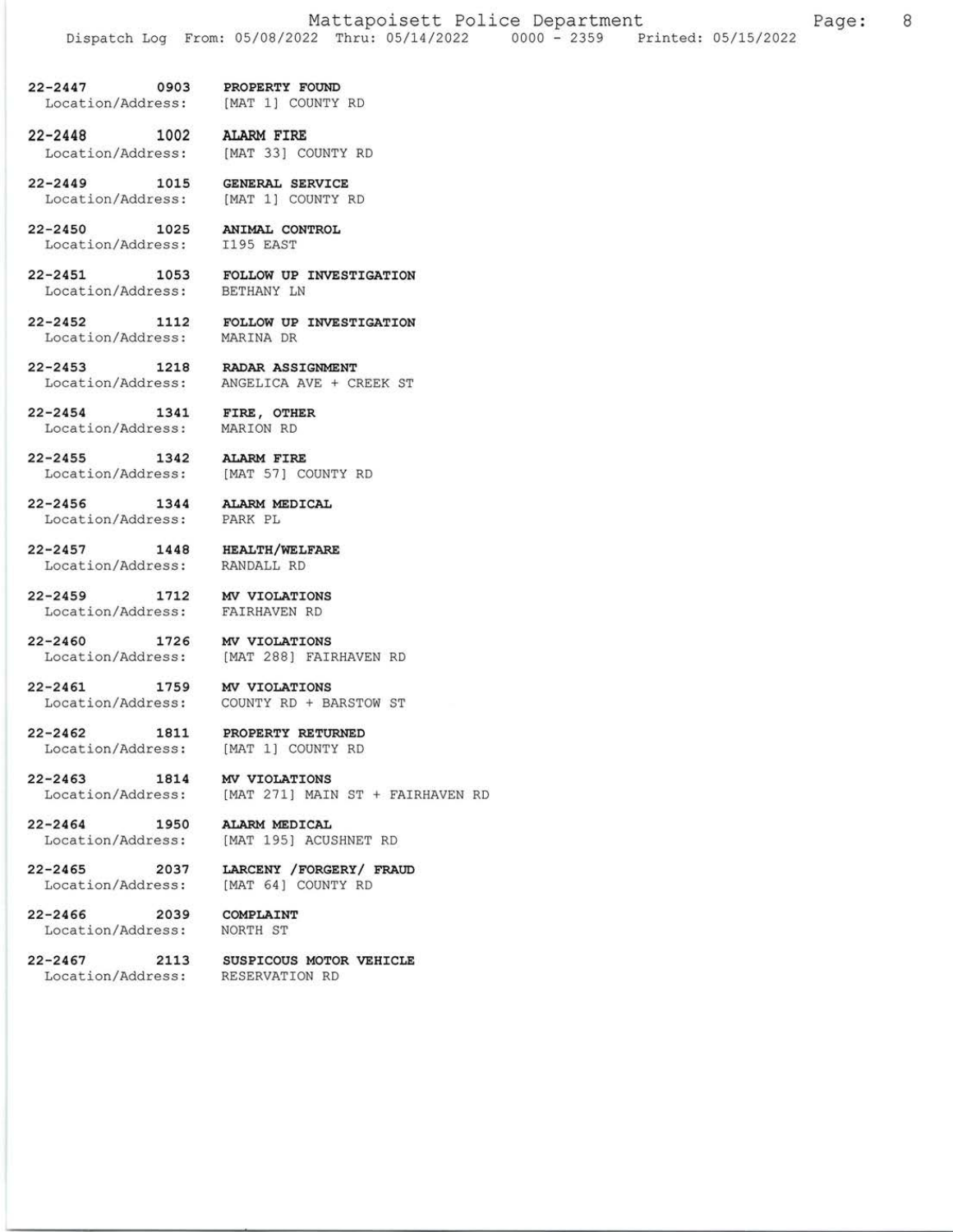22-2447 0903 **PROPERTY FOUND**
Location/Address: [MAT 1] COUNTY RD

22-2448 1002 **ALARM FIRE**
Location/Address: [MAT 33] COUNTY RD

22-2449 1015 **GENERAL SERVICE**
Location/Address: [MAT 1] COUNTY RD

22-2450 1025 **ANIMAL CONTROL**
Location/Address: I195 EAST

22-2451 1053 **FOLLOW UP INVESTIGATION**
Location/Address: BETHANY LN

22-2452 1112 **FOLLOW UP INVESTIGATION**
Location/Address: MARINA DR

22-2453 1218 **RADAR ASSIGNMENT**
Location/Address: ANGELICA AVE + CREEK ST

22-2454 1341 **FIRE, OTHER**
Location/Address: MARION RD

22-2455 1342 **ALARM FIRE**
Location/Address: [MAT 57] COUNTY RD

22-2456 1344 **ALARM MEDICAL**
Location/Address: PARK PL

22-2457 1448 **HEALTH/WELFARE**
Location/Address: RANDALL RD

22-2459 1712 **MV VIOLATIONS**
Location/Address: FAIRHAVEN RD

22-2460 1726 **MV VIOLATIONS**
Location/Address: [MAT 288] FAIRHAVEN RD

22-2461 1759 **MV VIOLATIONS**
Location/Address: COUNTY RD + BARSTOW ST

22-2462 1811 **PROPERTY RETURNED**
Location/Address: [MAT 1] COUNTY RD

22-2463 1814 **MV VIOLATIONS**
Location/Address: [MAT 271] MAIN ST + FAIRHAVEN RD

22-2464 1950 **ALARM MEDICAL**
Location/Address: [MAT 195] ACUSHNET RD

22-2465 2037 **LARCENY /FORGERY/ FRAUD**
Location/Address: [MAT 64] COUNTY RD

22-2466 2039 **COMPLAINT**
Location/Address: NORTH ST

22-2467 2113 **SUSPICOUS MOTOR VEHICLE**
Location/Address: RESERVATION RD